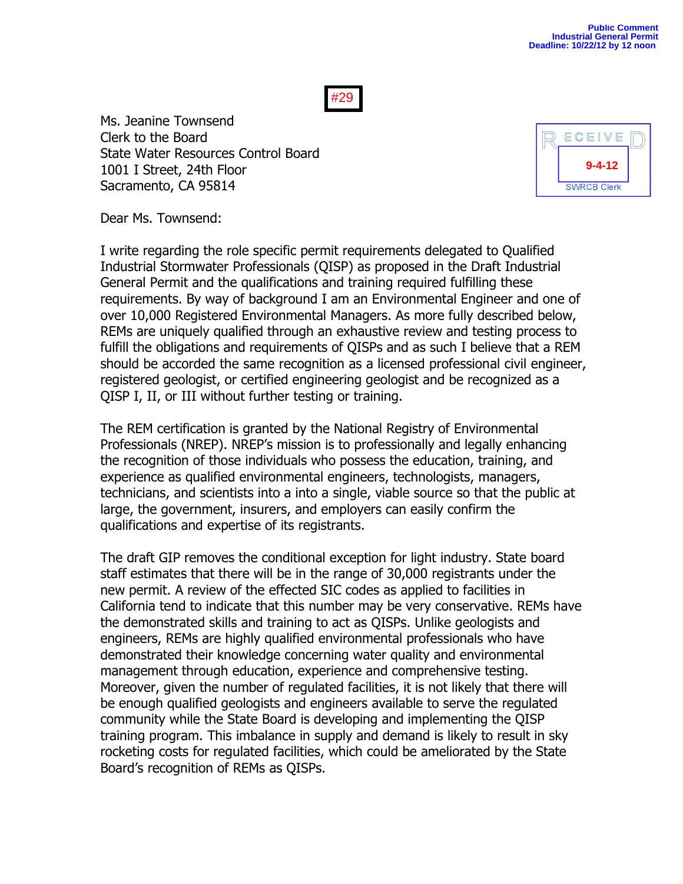Public Comment
Industrial General Permit
Deadline: 10/22/12 by 12 noon

#29

RECEIVED
9-4-12
SWRCB Clerk

Ms. Jeanine Townsend
Clerk to the Board
State Water Resources Control Board
1001 I Street, 24th Floor
Sacramento, CA 95814

Dear Ms. Townsend:

I write regarding the role specific permit requirements delegated to Qualified Industrial Stormwater Professionals (QISP) as proposed in the Draft Industrial General Permit and the qualifications and training required fulfilling these requirements. By way of background I am an Environmental Engineer and one of over 10,000 Registered Environmental Managers. As more fully described below, REMs are uniquely qualified through an exhaustive review and testing process to fulfill the obligations and requirements of QISPs and as such I believe that a REM should be accorded the same recognition as a licensed professional civil engineer, registered geologist, or certified engineering geologist and be recognized as a QISP I, II, or III without further testing or training.

The REM certification is granted by the National Registry of Environmental Professionals (NREP). NREP's mission is to professionally and legally enhancing the recognition of those individuals who possess the education, training, and experience as qualified environmental engineers, technologists, managers, technicians, and scientists into a into a single, viable source so that the public at large, the government, insurers, and employers can easily confirm the qualifications and expertise of its registrants.

The draft GIP removes the conditional exception for light industry. State board staff estimates that there will be in the range of 30,000 registrants under the new permit. A review of the effected SIC codes as applied to facilities in California tend to indicate that this number may be very conservative. REMs have the demonstrated skills and training to act as QISPs. Unlike geologists and engineers, REMs are highly qualified environmental professionals who have demonstrated their knowledge concerning water quality and environmental management through education, experience and comprehensive testing. Moreover, given the number of regulated facilities, it is not likely that there will be enough qualified geologists and engineers available to serve the regulated community while the State Board is developing and implementing the QISP training program. This imbalance in supply and demand is likely to result in sky rocketing costs for regulated facilities, which could be ameliorated by the State Board's recognition of REMs as QISPs.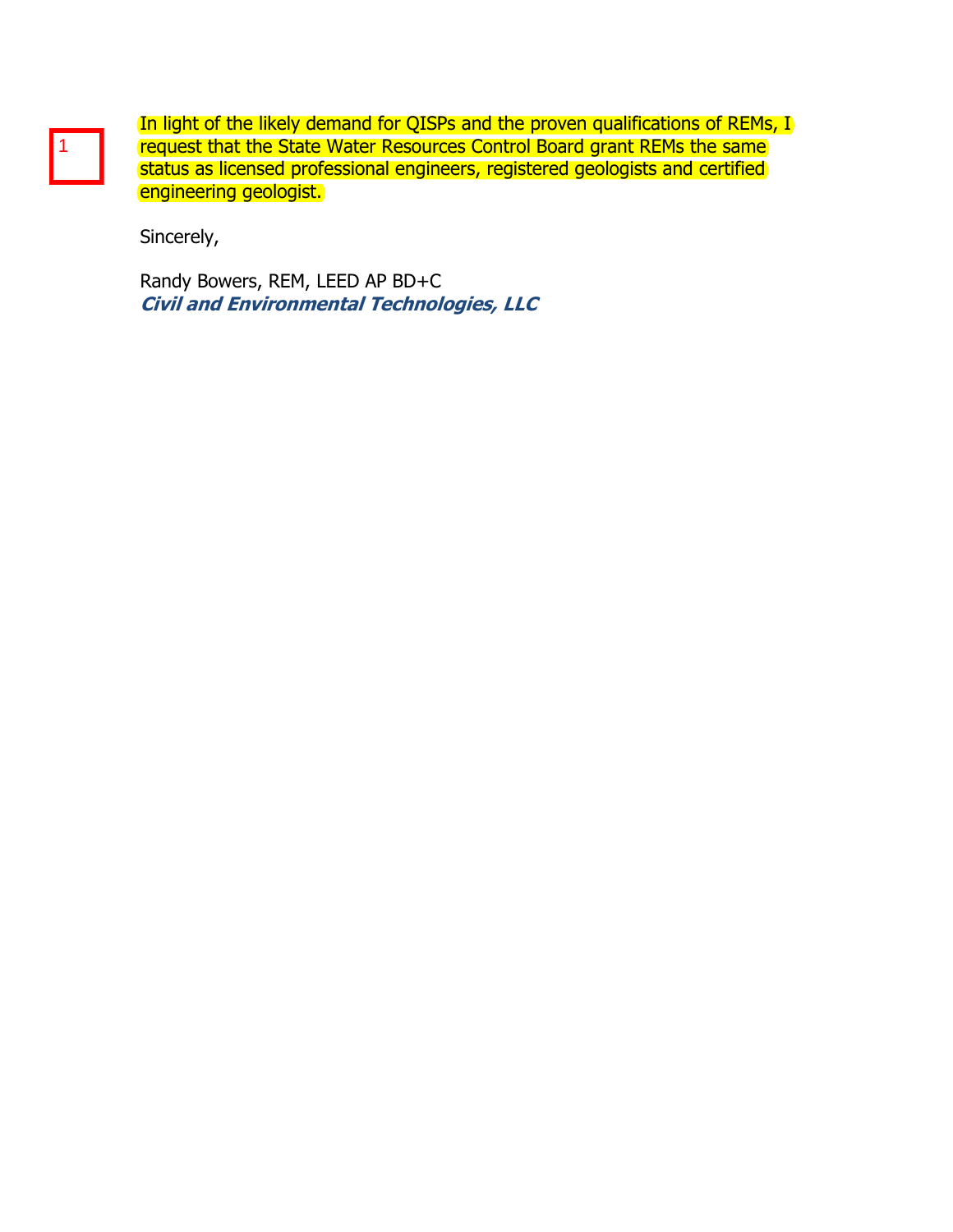1

In light of the likely demand for QISPs and the proven qualifications of REMs, I request that the State Water Resources Control Board grant REMs the same status as licensed professional engineers, registered geologists and certified engineering geologist.

Sincerely,

Randy Bowers, REM, LEED AP BD+C
***Civil and Environmental Technologies, LLC***